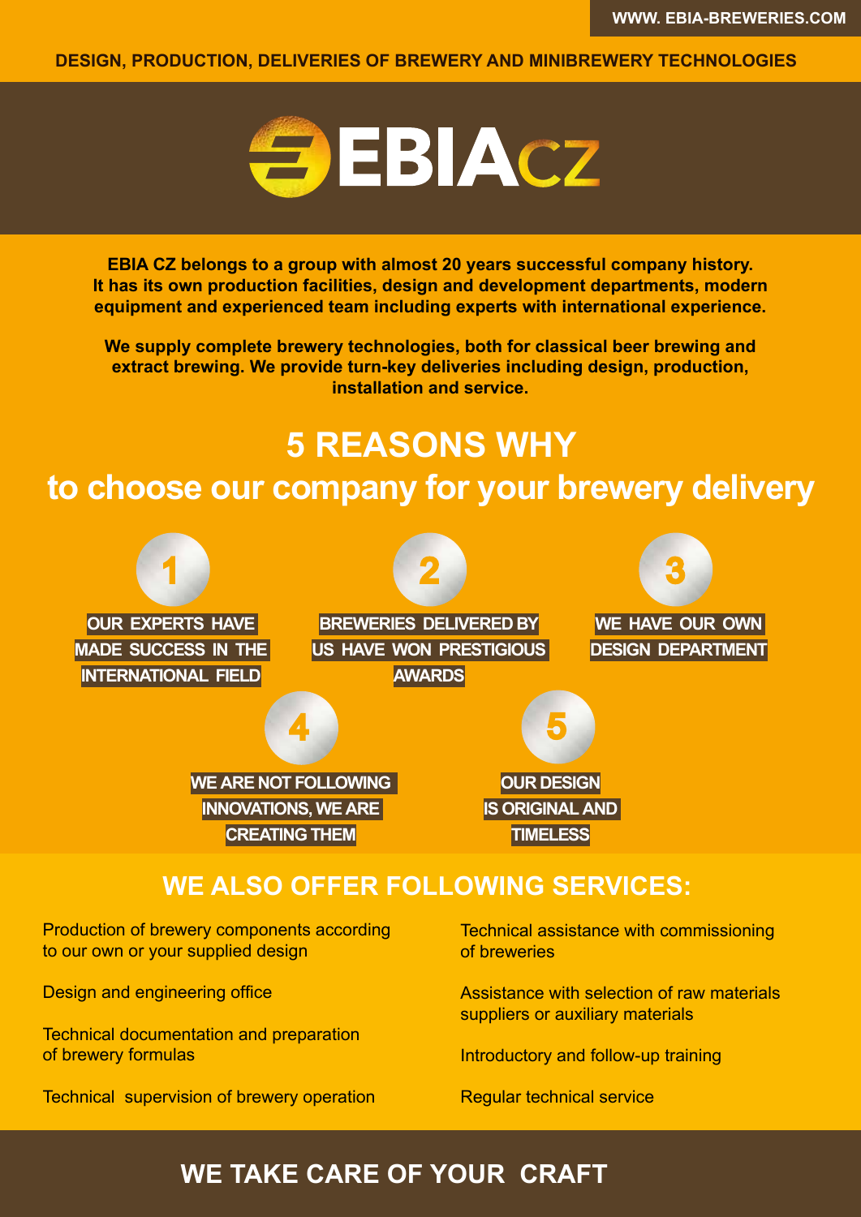WWW. EBIA-BREWERIES.COM

DESIGN, PRODUCTION, DELIVERIES OF BREWERY AND MINIBREWERY TECHNOLOGIES

# EBIA CZ

**EBIA CZ belongs to a group with almost 20 years successful company history. It has its own production facilities, design and development departments, modern equipment and experienced team including experts with international experience.**

**We supply complete brewery technologies, both for classical beer brewing and extract brewing. We provide turn-key deliveries including design, production, installation and service.**

## 5 REASONS WHY
## to choose our company for your brewery delivery

1. OUR EXPERTS HAVE MADE SUCCESS IN THE INTERNATIONAL FIELD
2. BREWERIES DELIVERED BY US HAVE WON PRESTIGIOUS AWARDS
3. WE HAVE OUR OWN DESIGN DEPARTMENT
4. WE ARE NOT FOLLOWING INNOVATIONS, WE ARE CREATING THEM
5. OUR DESIGN IS ORIGINAL AND TIMELESS

## WE ALSO OFFER FOLLOWING SERVICES:

- Production of brewery components according to our own or your supplied design
- Design and engineering office
- Technical documentation and preparation of brewery formulas
- Technical supervision of brewery operation
- Technical assistance with commissioning of breweries
- Assistance with selection of raw materials suppliers or auxiliary materials
- Introductory and follow-up training
- Regular technical service

## WE TAKE CARE OF YOUR CRAFT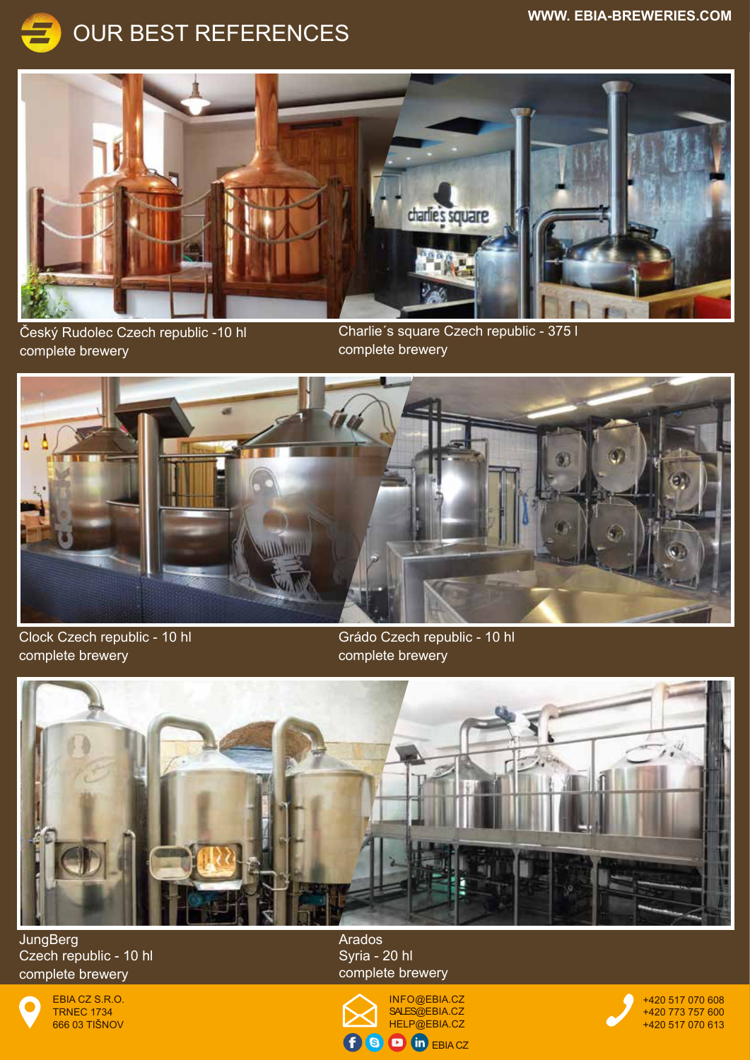# OUR BEST REFERENCES

WWW. EBIA-BREWERIES.COM

Český Rudolec Czech republic -10 hl
complete brewery

Charlie´s square Czech republic - 375 l
complete brewery

Clock Czech republic - 10 hl
complete brewery

Grádo Czech republic - 10 hl
complete brewery

JungBerg
Czech republic - 10 hl
complete brewery

Arados
Syria - 20 hl
complete brewery

EBIA CZ S.R.O.
TRNEC 1734
666 03 TIŠNOV

INFO@EBIA.CZ
SALES@EBIA.CZ
HELP@EBIA.CZ
EBIA CZ

+420 517 070 608
+420 773 757 600
+420 517 070 613